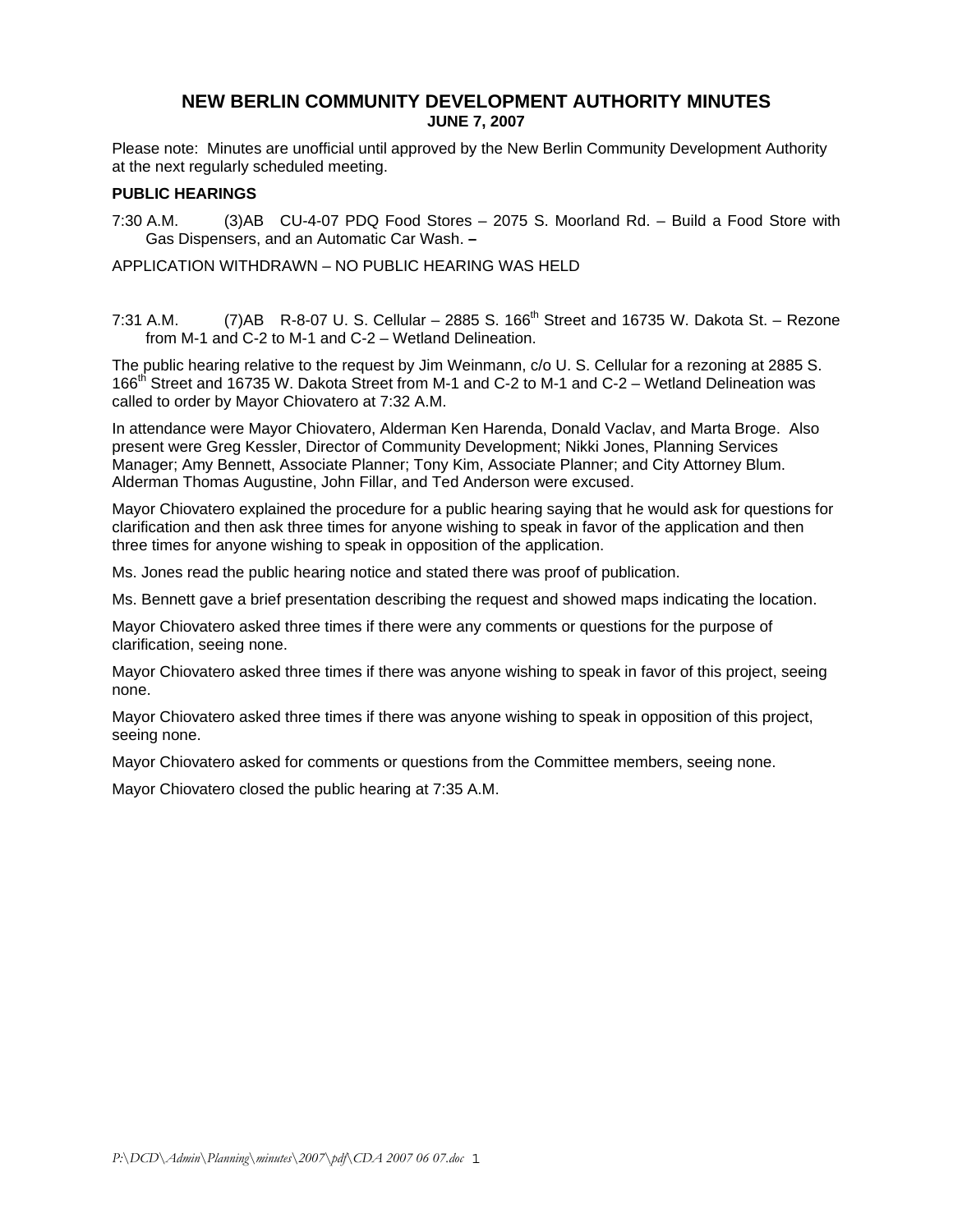# NEW BERLIN COMMUNITY DEVELOPMENT AUTHORITY MINUTES

**JUNE 7, 2007**

Please note: Minutes are unofficial until approved by the New Berlin Community Development Authority at the next regularly scheduled meeting.

**PUBLIC HEARINGS**

7:30 A.M. (3)AB CU-4-07 PDQ Food Stores – 2075 S. Moorland Rd. – Build a Food Store with Gas Dispensers, and an Automatic Car Wash. **–**

APPLICATION WITHDRAWN – NO PUBLIC HEARING WAS HELD

7:31 A.M. (7)AB R-8-07 U. S. Cellular – 2885 S. 166th Street and 16735 W. Dakota St. – Rezone from M-1 and C-2 to M-1 and C-2 – Wetland Delineation.

The public hearing relative to the request by Jim Weinmann, c/o U. S. Cellular for a rezoning at 2885 S. 166th Street and 16735 W. Dakota Street from M-1 and C-2 to M-1 and C-2 – Wetland Delineation was called to order by Mayor Chiovatero at 7:32 A.M.

In attendance were Mayor Chiovatero, Alderman Ken Harenda, Donald Vaclav, and Marta Broge. Also present were Greg Kessler, Director of Community Development; Nikki Jones, Planning Services Manager; Amy Bennett, Associate Planner; Tony Kim, Associate Planner; and City Attorney Blum. Alderman Thomas Augustine, John Fillar, and Ted Anderson were excused.

Mayor Chiovatero explained the procedure for a public hearing saying that he would ask for questions for clarification and then ask three times for anyone wishing to speak in favor of the application and then three times for anyone wishing to speak in opposition of the application.

Ms. Jones read the public hearing notice and stated there was proof of publication.

Ms. Bennett gave a brief presentation describing the request and showed maps indicating the location.

Mayor Chiovatero asked three times if there were any comments or questions for the purpose of clarification, seeing none.

Mayor Chiovatero asked three times if there was anyone wishing to speak in favor of this project, seeing none.

Mayor Chiovatero asked three times if there was anyone wishing to speak in opposition of this project, seeing none.

Mayor Chiovatero asked for comments or questions from the Committee members, seeing none.

Mayor Chiovatero closed the public hearing at 7:35 A.M.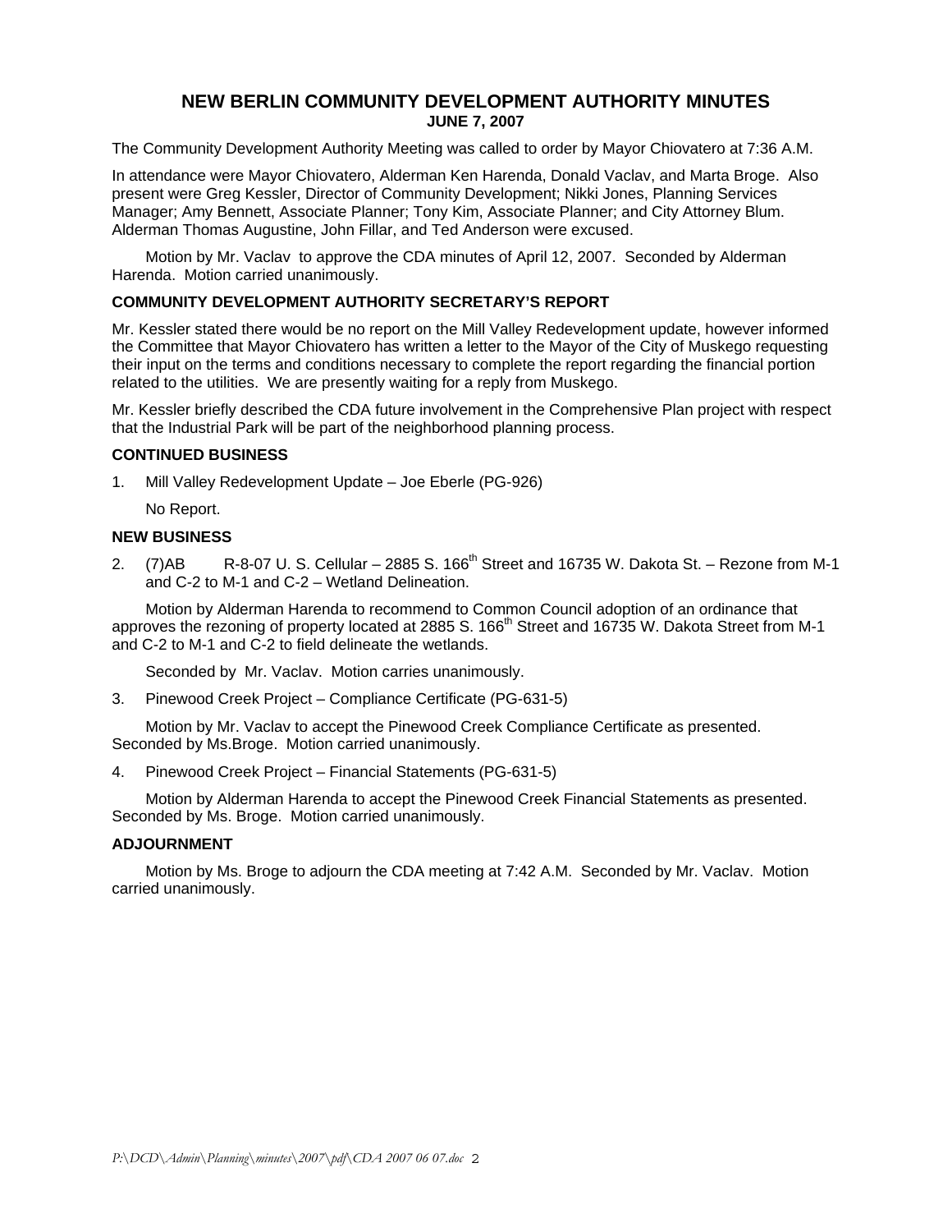## NEW BERLIN COMMUNITY DEVELOPMENT AUTHORITY MINUTES
### JUNE 7, 2007

The Community Development Authority Meeting was called to order by Mayor Chiovatero at 7:36 A.M.

In attendance were Mayor Chiovatero, Alderman Ken Harenda, Donald Vaclav, and Marta Broge. Also present were Greg Kessler, Director of Community Development; Nikki Jones, Planning Services Manager; Amy Bennett, Associate Planner; Tony Kim, Associate Planner; and City Attorney Blum. Alderman Thomas Augustine, John Fillar, and Ted Anderson were excused.

Motion by Mr. Vaclav to approve the CDA minutes of April 12, 2007. Seconded by Alderman Harenda. Motion carried unanimously.

**COMMUNITY DEVELOPMENT AUTHORITY SECRETARY'S REPORT**

Mr. Kessler stated there would be no report on the Mill Valley Redevelopment update, however informed the Committee that Mayor Chiovatero has written a letter to the Mayor of the City of Muskego requesting their input on the terms and conditions necessary to complete the report regarding the financial portion related to the utilities. We are presently waiting for a reply from Muskego.

Mr. Kessler briefly described the CDA future involvement in the Comprehensive Plan project with respect that the Industrial Park will be part of the neighborhood planning process.

**CONTINUED BUSINESS**

1. Mill Valley Redevelopment Update – Joe Eberle (PG-926)

   No Report.

**NEW BUSINESS**

2. (7)AB R-8-07 U. S. Cellular – 2885 S. 166th Street and 16735 W. Dakota St. – Rezone from M-1 and C-2 to M-1 and C-2 – Wetland Delineation.

   Motion by Alderman Harenda to recommend to Common Council adoption of an ordinance that approves the rezoning of property located at 2885 S. 166th Street and 16735 W. Dakota Street from M-1 and C-2 to M-1 and C-2 to field delineate the wetlands.

   Seconded by Mr. Vaclav. Motion carries unanimously.

3. Pinewood Creek Project – Compliance Certificate (PG-631-5)

   Motion by Mr. Vaclav to accept the Pinewood Creek Compliance Certificate as presented. Seconded by Ms.Broge. Motion carried unanimously.

4. Pinewood Creek Project – Financial Statements (PG-631-5)

   Motion by Alderman Harenda to accept the Pinewood Creek Financial Statements as presented. Seconded by Ms. Broge. Motion carried unanimously.

**ADJOURNMENT**

Motion by Ms. Broge to adjourn the CDA meeting at 7:42 A.M. Seconded by Mr. Vaclav. Motion carried unanimously.

*P:\DCD\Admin\Planning\minutes\2007\pdf\CDA 2007 06 07.doc*